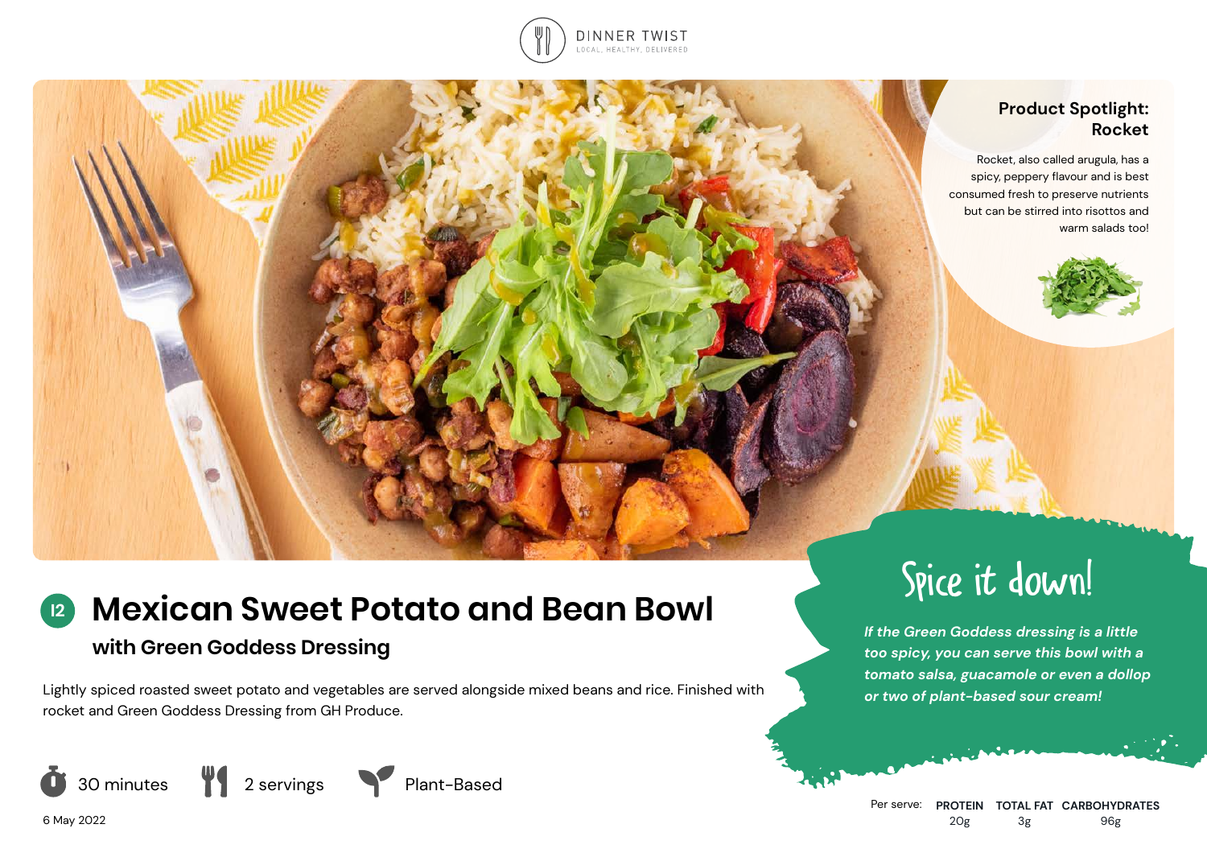DINNER TWIST

LOCAL, HEALTHY, DELIVERED

### Product Spotlight: Rocket

Rocket, also called arugula, has a spicy, peppery flavour and is best consumed fresh to preserve nutrients but can be stirred into risottos and warm salads too!

# 12 Mexican Sweet Potato and Bean Bowl

## with Green Goddess Dressing

Lightly spiced roasted sweet potato and vegetables are served alongside mixed beans and rice. Finished with rocket and Green Goddess Dressing from GH Produce.

30 minutes | 2 servings | Plant-Based

6 May 2022

### Spice it down!

*If the Green Goddess dressing is a little too spicy, you can serve this bowl with a tomato salsa, guacamole or even a dollop or two of plant-based sour cream!*

| Per serve: | PROTEIN | TOTAL FAT | CARBOHYDRATES |
|---|---|---|---|
| | 20g | 3g | 96g |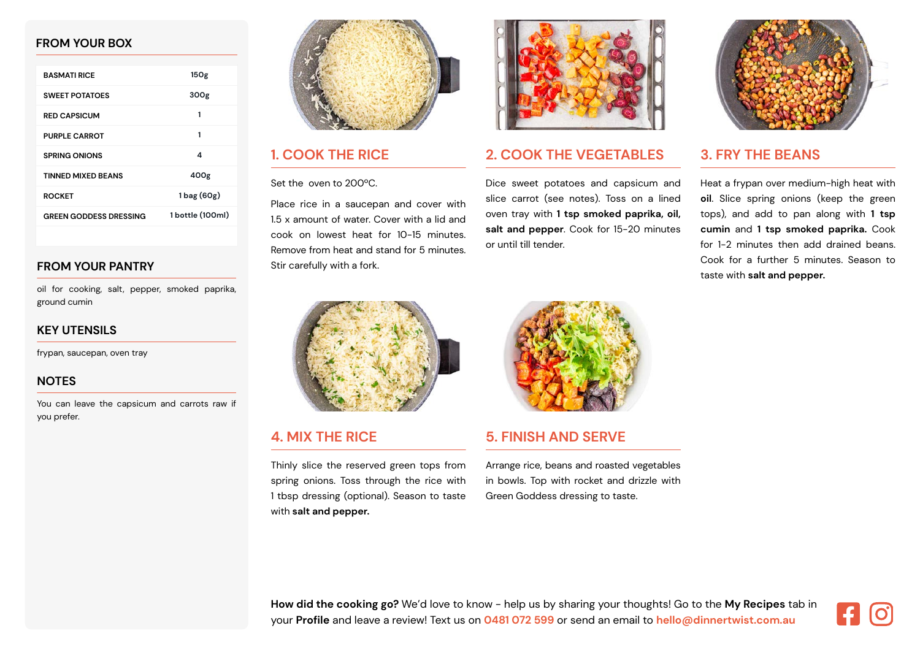## FROM YOUR BOX

| | |
|---|---|
| BASMATI RICE | 150g |
| SWEET POTATOES | 300g |
| RED CAPSICUM | 1 |
| PURPLE CARROT | 1 |
| SPRING ONIONS | 4 |
| TINNED MIXED BEANS | 400g |
| ROCKET | 1 bag (60g) |
| GREEN GODDESS DRESSING | 1 bottle (100ml) |

## FROM YOUR PANTRY

oil for cooking, salt, pepper, smoked paprika, ground cumin

## KEY UTENSILS

frypan, saucepan, oven tray

## NOTES

You can leave the capsicum and carrots raw if you prefer.

## 1. COOK THE RICE

Set the oven to 200°C.

Place rice in a saucepan and cover with 1.5 x amount of water. Cover with a lid and cook on lowest heat for 10-15 minutes. Remove from heat and stand for 5 minutes. Stir carefully with a fork.

## 2. COOK THE VEGETABLES

Dice sweet potatoes and capsicum and slice carrot (see notes). Toss on a lined oven tray with **1 tsp smoked paprika, oil, salt and pepper**. Cook for 15-20 minutes or until till tender.

## 3. FRY THE BEANS

Heat a frypan over medium-high heat with **oil**. Slice spring onions (keep the green tops), and add to pan along with **1 tsp cumin** and **1 tsp smoked paprika.** Cook for 1-2 minutes then add drained beans. Cook for a further 5 minutes. Season to taste with **salt and pepper.**

## 4. MIX THE RICE

Thinly slice the reserved green tops from spring onions. Toss through the rice with 1 tbsp dressing (optional). Season to taste with **salt and pepper.**

## 5. FINISH AND SERVE

Arrange rice, beans and roasted vegetables in bowls. Top with rocket and drizzle with Green Goddess dressing to taste.

**How did the cooking go?** We'd love to know - help us by sharing your thoughts! Go to the **My Recipes** tab in your **Profile** and leave a review! Text us on 0481 072 599 or send an email to hello@dinnertwist.com.au